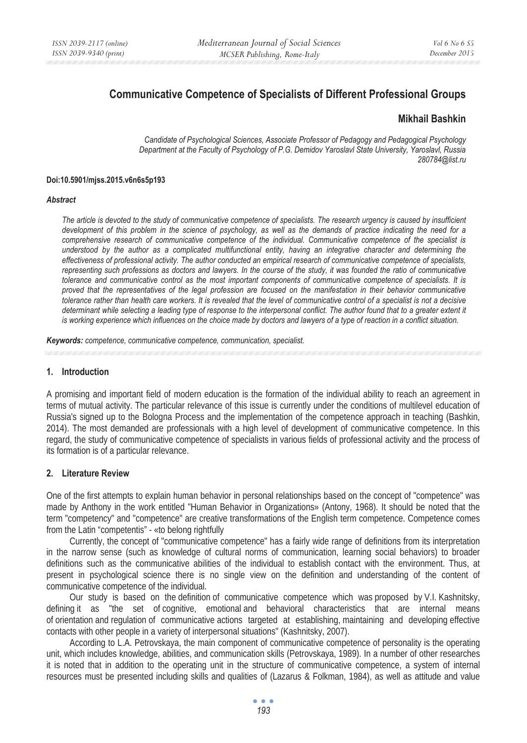# Communicative Competence of Specialists of Different Professional Groups

**Mikhail Bashkin**

*Candidate of Psychological Sciences, Associate Professor of Pedagogy and Pedagogical Psychology Department at the Faculty of Psychology of P.G. Demidov Yaroslavl State University, Yaroslavl, Russia*
*280784@list.ru*

**Doi:10.5901/mjss.2015.v6n6s5p193**

***Abstract***

*The article is devoted to the study of communicative competence of specialists. The research urgency is caused by insufficient development of this problem in the science of psychology, as well as the demands of practice indicating the need for a comprehensive research of communicative competence of the individual. Communicative competence of the specialist is understood by the author as a complicated multifunctional entity, having an integrative character and determining the effectiveness of professional activity. The author conducted an empirical research of communicative competence of specialists, representing such professions as doctors and lawyers. In the course of the study, it was founded the ratio of communicative tolerance and communicative control as the most important components of communicative competence of specialists. It is proved that the representatives of the legal profession are focused on the manifestation in their behavior communicative tolerance rather than health care workers. It is revealed that the level of communicative control of a specialist is not a decisive determinant while selecting a leading type of response to the interpersonal conflict. The author found that to a greater extent it is working experience which influences on the choice made by doctors and lawyers of a type of reaction in a conflict situation.*

***Keywords:*** *competence, communicative competence, communication, specialist.*

## 1. Introduction

A promising and important field of modern education is the formation of the individual ability to reach an agreement in terms of mutual activity. The particular relevance of this issue is currently under the conditions of multilevel education of Russia's signed up to the Bologna Process and the implementation of the competence approach in teaching (Bashkin, 2014). The most demanded are professionals with a high level of development of communicative competence. In this regard, the study of communicative competence of specialists in various fields of professional activity and the process of its formation is of a particular relevance.

## 2. Literature Review

One of the first attempts to explain human behavior in personal relationships based on the concept of "competence" was made by Anthony in the work entitled "Human Behavior in Organizations» (Antony, 1968). It should be noted that the term "competency" and "competence" are creative transformations of the English term competence. Competence comes from the Latin "competentis" - «to belong rightfully

Currently, the concept of "communicative competence" has a fairly wide range of definitions from its interpretation in the narrow sense (such as knowledge of cultural norms of communication, learning social behaviors) to broader definitions such as the communicative abilities of the individual to establish contact with the environment. Thus, at present in psychological science there is no single view on the definition and understanding of the content of communicative competence of the individual.

Our study is based on the definition of communicative competence which was proposed by V.I. Kashnitsky, defining it as "the set of cognitive, emotional and behavioral characteristics that are internal means of orientation and regulation of communicative actions targeted at establishing, maintaining and developing effective contacts with other people in a variety of interpersonal situations" (Kashnitsky, 2007).

According to L.A. Petrovskaya, the main component of communicative competence of personality is the operating unit, which includes knowledge, abilities, and communication skills (Petrovskaya, 1989). In a number of other researches it is noted that in addition to the operating unit in the structure of communicative competence, a system of internal resources must be presented including skills and qualities of (Lazarus & Folkman, 1984), as well as attitude and value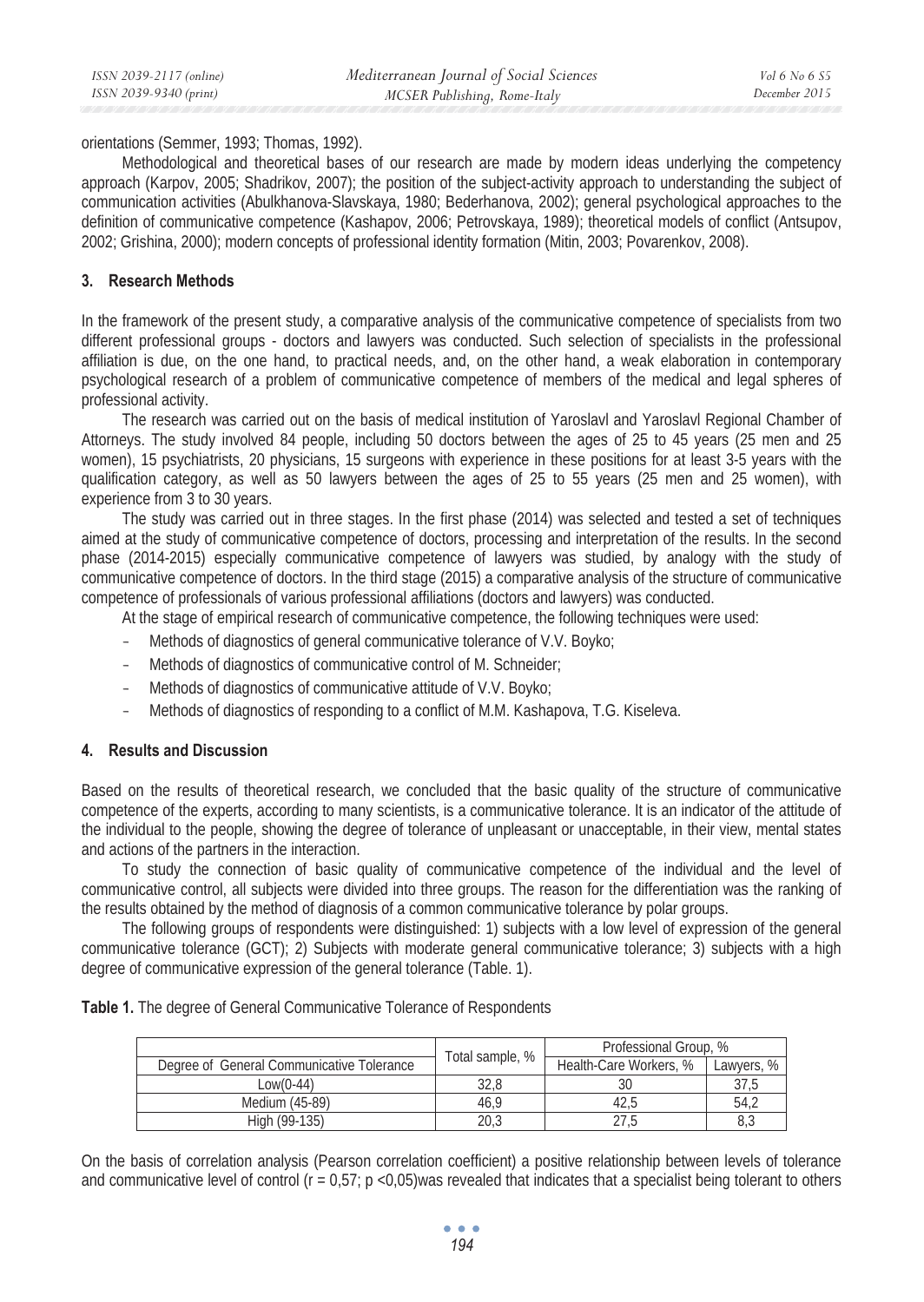orientations (Semmer, 1993; Thomas, 1992).

Methodological and theoretical bases of our research are made by modern ideas underlying the competency approach (Karpov, 2005; Shadrikov, 2007); the position of the subject-activity approach to understanding the subject of communication activities (Abulkhanova-Slavskaya, 1980; Bederhanova, 2002); general psychological approaches to the definition of communicative competence (Kashapov, 2006; Petrovskaya, 1989); theoretical models of conflict (Antsupov, 2002; Grishina, 2000); modern concepts of professional identity formation (Mitin, 2003; Povarenkov, 2008).

## 3. Research Methods

In the framework of the present study, a comparative analysis of the communicative competence of specialists from two different professional groups - doctors and lawyers was conducted. Such selection of specialists in the professional affiliation is due, on the one hand, to practical needs, and, on the other hand, a weak elaboration in contemporary psychological research of a problem of communicative competence of members of the medical and legal spheres of professional activity.

The research was carried out on the basis of medical institution of Yaroslavl and Yaroslavl Regional Chamber of Attorneys. The study involved 84 people, including 50 doctors between the ages of 25 to 45 years (25 men and 25 women), 15 psychiatrists, 20 physicians, 15 surgeons with experience in these positions for at least 3-5 years with the qualification category, as well as 50 lawyers between the ages of 25 to 55 years (25 men and 25 women), with experience from 3 to 30 years.

The study was carried out in three stages. In the first phase (2014) was selected and tested a set of techniques aimed at the study of communicative competence of doctors, processing and interpretation of the results. In the second phase (2014-2015) especially communicative competence of lawyers was studied, by analogy with the study of communicative competence of doctors. In the third stage (2015) a comparative analysis of the structure of communicative competence of professionals of various professional affiliations (doctors and lawyers) was conducted.

At the stage of empirical research of communicative competence, the following techniques were used:

- Methods of diagnostics of general communicative tolerance of V.V. Boyko;
- Methods of diagnostics of communicative control of M. Schneider;
- Methods of diagnostics of communicative attitude of V.V. Boyko;
- Methods of diagnostics of responding to a conflict of M.M. Kashapova, T.G. Kiseleva.

## 4. Results and Discussion

Based on the results of theoretical research, we concluded that the basic quality of the structure of communicative competence of the experts, according to many scientists, is a communicative tolerance. It is an indicator of the attitude of the individual to the people, showing the degree of tolerance of unpleasant or unacceptable, in their view, mental states and actions of the partners in the interaction.

To study the connection of basic quality of communicative competence of the individual and the level of communicative control, all subjects were divided into three groups. The reason for the differentiation was the ranking of the results obtained by the method of diagnosis of a common communicative tolerance by polar groups.

The following groups of respondents were distinguished: 1) subjects with a low level of expression of the general communicative tolerance (GCT); 2) Subjects with moderate general communicative tolerance; 3) subjects with a high degree of communicative expression of the general tolerance (Table. 1).

**Table 1.** The degree of General Communicative Tolerance of Respondents

| Degree of General Communicative Tolerance | Total sample, % | Professional Group, % | |
|---|---|---|---|
| | | Health-Care Workers, % | Lawyers, % |
| Low(0-44) | 32,8 | 30 | 37,5 |
| Medium (45-89) | 46,9 | 42,5 | 54,2 |
| High (99-135) | 20,3 | 27,5 | 8,3 |

On the basis of correlation analysis (Pearson correlation coefficient) a positive relationship between levels of tolerance and communicative level of control ($r = 0,57$; $p < 0,05$)was revealed that indicates that a specialist being tolerant to others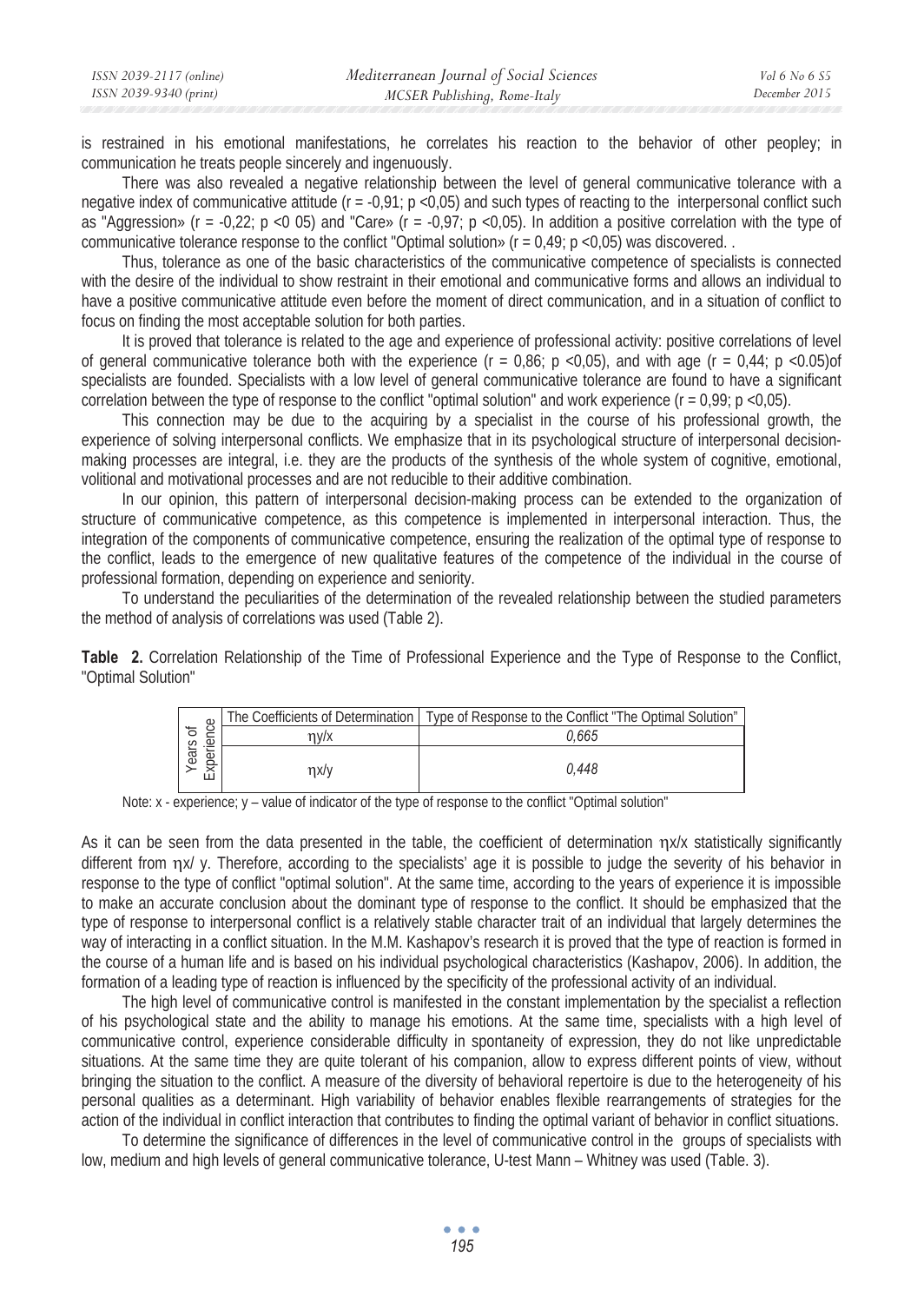is restrained in his emotional manifestations, he correlates his reaction to the behavior of other peopley; in communication he treats people sincerely and ingenuously.

There was also revealed a negative relationship between the level of general communicative tolerance with a negative index of communicative attitude ($r = -0,91$; $p < 0,05$) and such types of reacting to the interpersonal conflict such as "Aggression» ($r = -0,22$; $p < 0\ 05$) and "Care» ($r = -0,97$; $p < 0,05$). In addition a positive correlation with the type of communicative tolerance response to the conflict "Optimal solution» ($r = 0,49$; $p < 0,05$) was discovered. .

Thus, tolerance as one of the basic characteristics of the communicative competence of specialists is connected with the desire of the individual to show restraint in their emotional and communicative forms and allows an individual to have a positive communicative attitude even before the moment of direct communication, and in a situation of conflict to focus on finding the most acceptable solution for both parties.

It is proved that tolerance is related to the age and experience of professional activity: positive correlations of level of general communicative tolerance both with the experience ($r = 0,86$; $p < 0,05$), and with age ($r = 0,44$; $p < 0.05$)of specialists are founded. Specialists with a low level of general communicative tolerance are found to have a significant correlation between the type of response to the conflict "optimal solution" and work experience ($r = 0,99$; $p < 0,05$).

This connection may be due to the acquiring by a specialist in the course of his professional growth, the experience of solving interpersonal conflicts. We emphasize that in its psychological structure of interpersonal decision-making processes are integral, i.e. they are the products of the synthesis of the whole system of cognitive, emotional, volitional and motivational processes and are not reducible to their additive combination.

In our opinion, this pattern of interpersonal decision-making process can be extended to the organization of structure of communicative competence, as this competence is implemented in interpersonal interaction. Thus, the integration of the components of communicative competence, ensuring the realization of the optimal type of response to the conflict, leads to the emergence of new qualitative features of the competence of the individual in the course of professional formation, depending on experience and seniority.

To understand the peculiarities of the determination of the revealed relationship between the studied parameters the method of analysis of correlations was used (Table 2).

**Table 2.** Correlation Relationship of the Time of Professional Experience and the Type of Response to the Conflict, "Optimal Solution"

| | The Coefficients of Determination | Type of Response to the Conflict "The Optimal Solution" |
|---|---|---|
| Years of Experience | $\eta y/x$ | *0,665* |
| | $\eta x/y$ | *0,448* |

Note: x - experience; y – value of indicator of the type of response to the conflict "Optimal solution"

As it can be seen from the data presented in the table, the coefficient of determination $\eta x/x$ statistically significantly different from $\eta x/ y$. Therefore, according to the specialists' age it is possible to judge the severity of his behavior in response to the type of conflict "optimal solution". At the same time, according to the years of experience it is impossible to make an accurate conclusion about the dominant type of response to the conflict. It should be emphasized that the type of response to interpersonal conflict is a relatively stable character trait of an individual that largely determines the way of interacting in a conflict situation. In the M.M. Kashapov's research it is proved that the type of reaction is formed in the course of a human life and is based on his individual psychological characteristics (Kashapov, 2006). In addition, the formation of a leading type of reaction is influenced by the specificity of the professional activity of an individual.

The high level of communicative control is manifested in the constant implementation by the specialist a reflection of his psychological state and the ability to manage his emotions. At the same time, specialists with a high level of communicative control, experience considerable difficulty in spontaneity of expression, they do not like unpredictable situations. At the same time they are quite tolerant of his companion, allow to express different points of view, without bringing the situation to the conflict. A measure of the diversity of behavioral repertoire is due to the heterogeneity of his personal qualities as a determinant. High variability of behavior enables flexible rearrangements of strategies for the action of the individual in conflict interaction that contributes to finding the optimal variant of behavior in conflict situations.

To determine the significance of differences in the level of communicative control in the groups of specialists with low, medium and high levels of general communicative tolerance, U-test Mann – Whitney was used (Table. 3).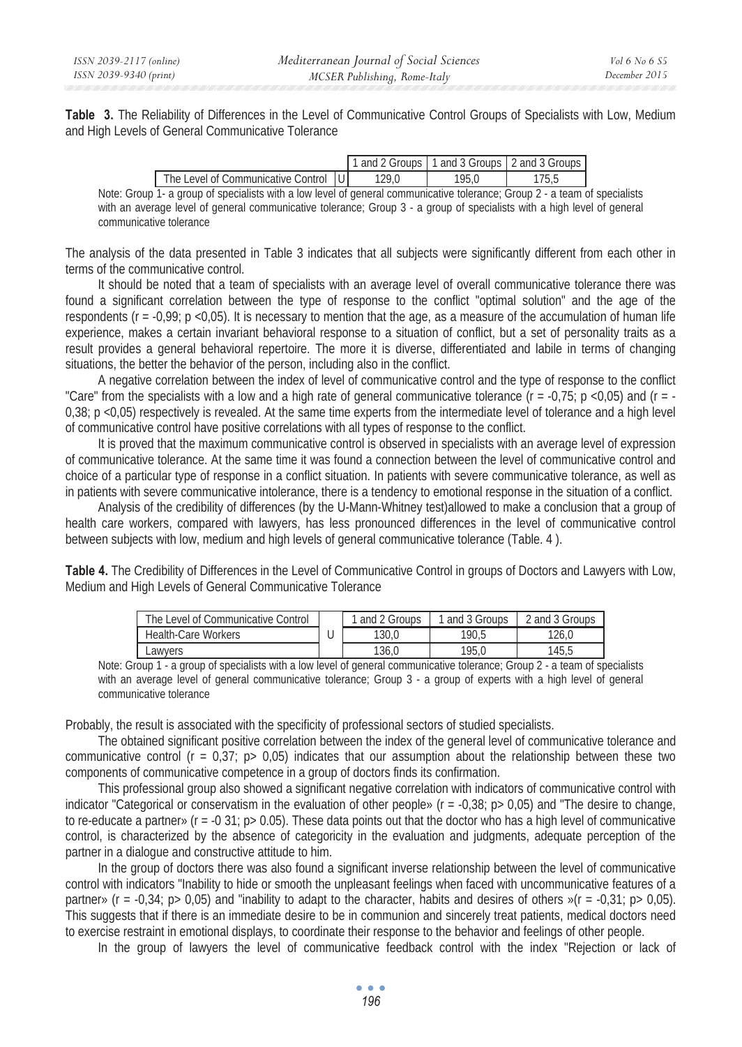**Table 3.** The Reliability of Differences in the Level of Communicative Control Groups of Specialists with Low, Medium and High Levels of General Communicative Tolerance

| | | 1 and 2 Groups | 1 and 3 Groups | 2 and 3 Groups |
|---|---|---|---|---|
| The Level of Communicative Control | U | 129,0 | 195,0 | 175,5 |

Note: Group 1- a group of specialists with a low level of general communicative tolerance; Group 2 - a team of specialists with an average level of general communicative tolerance; Group 3 - a group of specialists with a high level of general communicative tolerance

The analysis of the data presented in Table 3 indicates that all subjects were significantly different from each other in terms of the communicative control.

It should be noted that a team of specialists with an average level of overall communicative tolerance there was found a significant correlation between the type of response to the conflict "optimal solution" and the age of the respondents ($r = -0,99$; $p < 0,05$). It is necessary to mention that the age, as a measure of the accumulation of human life experience, makes a certain invariant behavioral response to a situation of conflict, but a set of personality traits as a result provides a general behavioral repertoire. The more it is diverse, differentiated and labile in terms of changing situations, the better the behavior of the person, including also in the conflict.

A negative correlation between the index of level of communicative control and the type of response to the conflict "Care" from the specialists with a low and a high rate of general communicative tolerance ($r = -0,75$; $p < 0,05$) and ($r = -0,38$; $p < 0,05$) respectively is revealed. At the same time experts from the intermediate level of tolerance and a high level of communicative control have positive correlations with all types of response to the conflict.

It is proved that the maximum communicative control is observed in specialists with an average level of expression of communicative tolerance. At the same time it was found a connection between the level of communicative control and choice of a particular type of response in a conflict situation. In patients with severe communicative tolerance, as well as in patients with severe communicative intolerance, there is a tendency to emotional response in the situation of a conflict.

Analysis of the credibility of differences (by the U-Mann-Whitney test)allowed to make a conclusion that a group of health care workers, compared with lawyers, has less pronounced differences in the level of communicative control between subjects with low, medium and high levels of general communicative tolerance (Table. 4 ).

**Table 4.** The Credibility of Differences in the Level of Communicative Control in groups of Doctors and Lawyers with Low, Medium and High Levels of General Communicative Tolerance

| The Level of Communicative Control | | 1 and 2 Groups | 1 and 3 Groups | 2 and 3 Groups |
|---|---|---|---|---|
| Health-Care Workers | U | 130,0 | 190,5 | 126,0 |
| Lawyers | | 136,0 | 195,0 | 145,5 |

Note: Group 1 - a group of specialists with a low level of general communicative tolerance; Group 2 - a team of specialists with an average level of general communicative tolerance; Group 3 - a group of experts with a high level of general communicative tolerance

Probably, the result is associated with the specificity of professional sectors of studied specialists.

The obtained significant positive correlation between the index of the general level of communicative tolerance and communicative control ($r = 0,37$; $p > 0,05$) indicates that our assumption about the relationship between these two components of communicative competence in a group of doctors finds its confirmation.

This professional group also showed a significant negative correlation with indicators of communicative control with indicator "Categorical or conservatism in the evaluation of other people» ($r = -0,38$; $p > 0,05$) and "The desire to change, to re-educate a partner» ($r = -0\ 31$; $p > 0.05$). These data points out that the doctor who has a high level of communicative control, is characterized by the absence of categoricity in the evaluation and judgments, adequate perception of the partner in a dialogue and constructive attitude to him.

In the group of doctors there was also found a significant inverse relationship between the level of communicative control with indicators "Inability to hide or smooth the unpleasant feelings when faced with uncommunicative features of a partner» ($r = -0,34$; $p > 0,05$) and "inability to adapt to the character, habits and desires of others »($r = -0,31$; $p > 0,05$). This suggests that if there is an immediate desire to be in communion and sincerely treat patients, medical doctors need to exercise restraint in emotional displays, to coordinate their response to the behavior and feelings of other people.

In the group of lawyers the level of communicative feedback control with the index "Rejection or lack of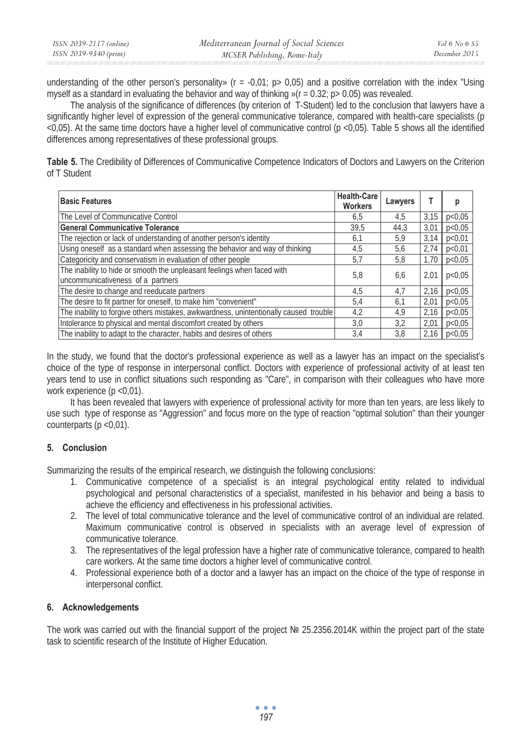understanding of the other person's personality» ($r = -0{,}01$; $p > 0{,}05$) and a positive correlation with the index "Using myself as a standard in evaluating the behavior and way of thinking »($r = 0.32$; $p > 0.05$) was revealed.

The analysis of the significance of differences (by criterion of T-Student) led to the conclusion that lawyers have a significantly higher level of expression of the general communicative tolerance, compared with health-care specialists ($p < 0{,}05$). At the same time doctors have a higher level of communicative control ($p < 0{,}05$). Table 5 shows all the identified differences among representatives of these professional groups.

**Table 5.** The Credibility of Differences of Communicative Competence Indicators of Doctors and Lawyers on the Criterion of T Student

| Basic Features | Health-Care Workers | Lawyers | T | p |
|---|---|---|---|---|
| The Level of Communicative Control | 6,5 | 4,5 | 3,15 | p<0,05 |
| **General Communicative Tolerance** | 39,5 | 44,3 | 3,01 | p<0,05 |
| The rejection or lack of understanding of another person's identity | 6,1 | 5,9 | 3,14 | p<0,01 |
| Using oneself as a standard when assessing the behavior and way of thinking | 4,5 | 5,6 | 2,74 | p<0,01 |
| Categoricity and conservatism in evaluation of other people | 5,7 | 5,8 | 1,70 | p<0,05 |
| The inability to hide or smooth the unpleasant feelings when faced with uncommunicativeness of a partners | 5,8 | 6,6 | 2,01 | p<0,05 |
| The desire to change and reeducate partners | 4,5 | 4,7 | 2,16 | p<0,05 |
| The desire to fit partner for oneself, to make him "convenient" | 5,4 | 6,1 | 2,01 | p<0,05 |
| The inability to forgive others mistakes, awkwardness, unintentionally caused trouble | 4,2 | 4,9 | 2,16 | p<0,05 |
| Intolerance to physical and mental discomfort created by others | 3,0 | 3,2 | 2,01 | p<0,05 |
| The inability to adapt to the character, habits and desires of others | 3,4 | 3,8 | 2,16 | p<0,05 |

In the study, we found that the doctor's professional experience as well as a lawyer has an impact on the specialist's choice of the type of response in interpersonal conflict. Doctors with experience of professional activity of at least ten years tend to use in conflict situations such responding as "Care", in comparison with their colleagues who have more work experience ($p < 0{,}01$).

It has been revealed that lawyers with experience of professional activity for more than ten years, are less likely to use such type of response as "Aggression" and focus more on the type of reaction "optimal solution" than their younger counterparts ($p < 0{,}01$).

## 5. Conclusion

Summarizing the results of the empirical research, we distinguish the following conclusions:

1. Communicative competence of a specialist is an integral psychological entity related to individual psychological and personal characteristics of a specialist, manifested in his behavior and being a basis to achieve the efficiency and effectiveness in his professional activities.
2. The level of total communicative tolerance and the level of communicative control of an individual are related. Maximum communicative control is observed in specialists with an average level of expression of communicative tolerance.
3. The representatives of the legal profession have a higher rate of communicative tolerance, compared to health care workers. At the same time doctors a higher level of communicative control.
4. Professional experience both of a doctor and a lawyer has an impact on the choice of the type of response in interpersonal conflict.

## 6. Acknowledgements

The work was carried out with the financial support of the project № 25.2356.2014K within the project part of the state task to scientific research of the Institute of Higher Education.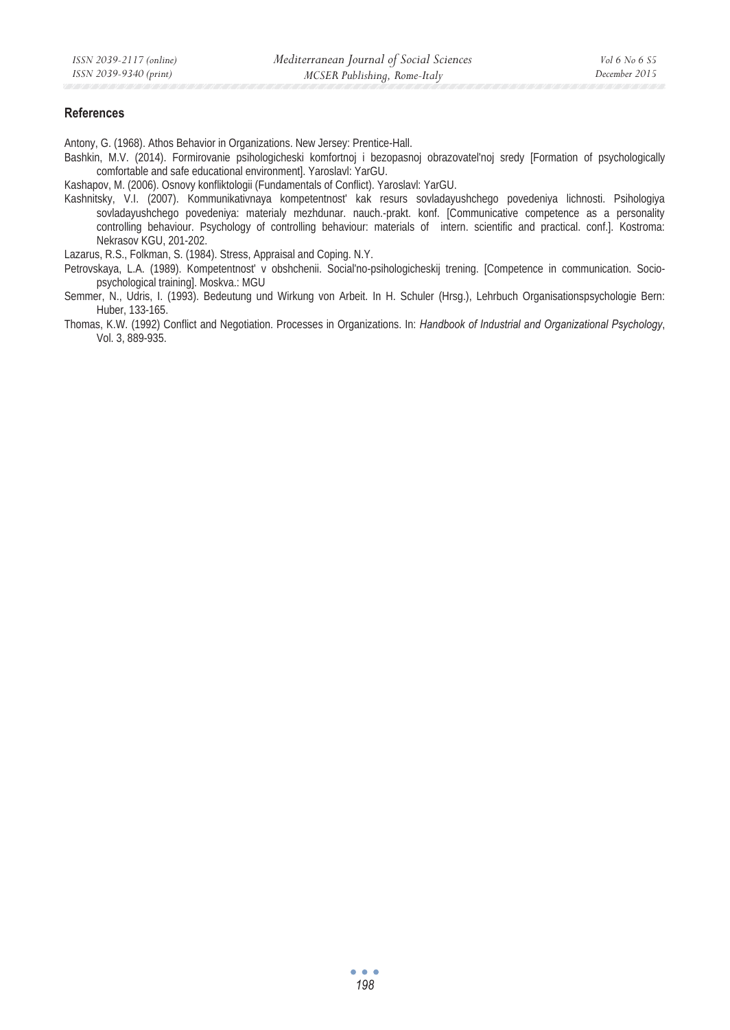## References

Antony, G. (1968). Athos Behavior in Organizations. New Jersey: Prentice-Hall.

Bashkin, M.V. (2014). Formirovanie psihologicheski komfortnoj i bezopasnoj obrazovatel'noj sredy [Formation of psychologically comfortable and safe educational environment]. Yaroslavl: YarGU.

Kashapov, M. (2006). Osnovy konfliktologii (Fundamentals of Conflict). Yaroslavl: YarGU.

Kashnitsky, V.I. (2007). Kommunikativnaya kompetentnost' kak resurs sovladayushchego povedeniya lichnosti. Psihologiya sovladayushchego povedeniya: materialy mezhdunar. nauch.-prakt. konf. [Communicative competence as a personality controlling behaviour. Psychology of controlling behaviour: materials of intern. scientific and practical. conf.]. Kostroma: Nekrasov KGU, 201-202.

Lazarus, R.S., Folkman, S. (1984). Stress, Appraisal and Coping. N.Y.

Petrovskaya, L.A. (1989). Kompetentnost' v obshchenii. Social'no-psihologicheskij trening. [Competence in communication. Socio-psychological training]. Moskva.: MGU

Semmer, N., Udris, I. (1993). Bedeutung und Wirkung von Arbeit. In H. Schuler (Hrsg.), Lehrbuch Organisationspsychologie Bern: Huber, 133-165.

Thomas, K.W. (1992) Conflict and Negotiation. Processes in Organizations. In: *Handbook of Industrial and Organizational Psychology*, Vol. 3, 889-935.